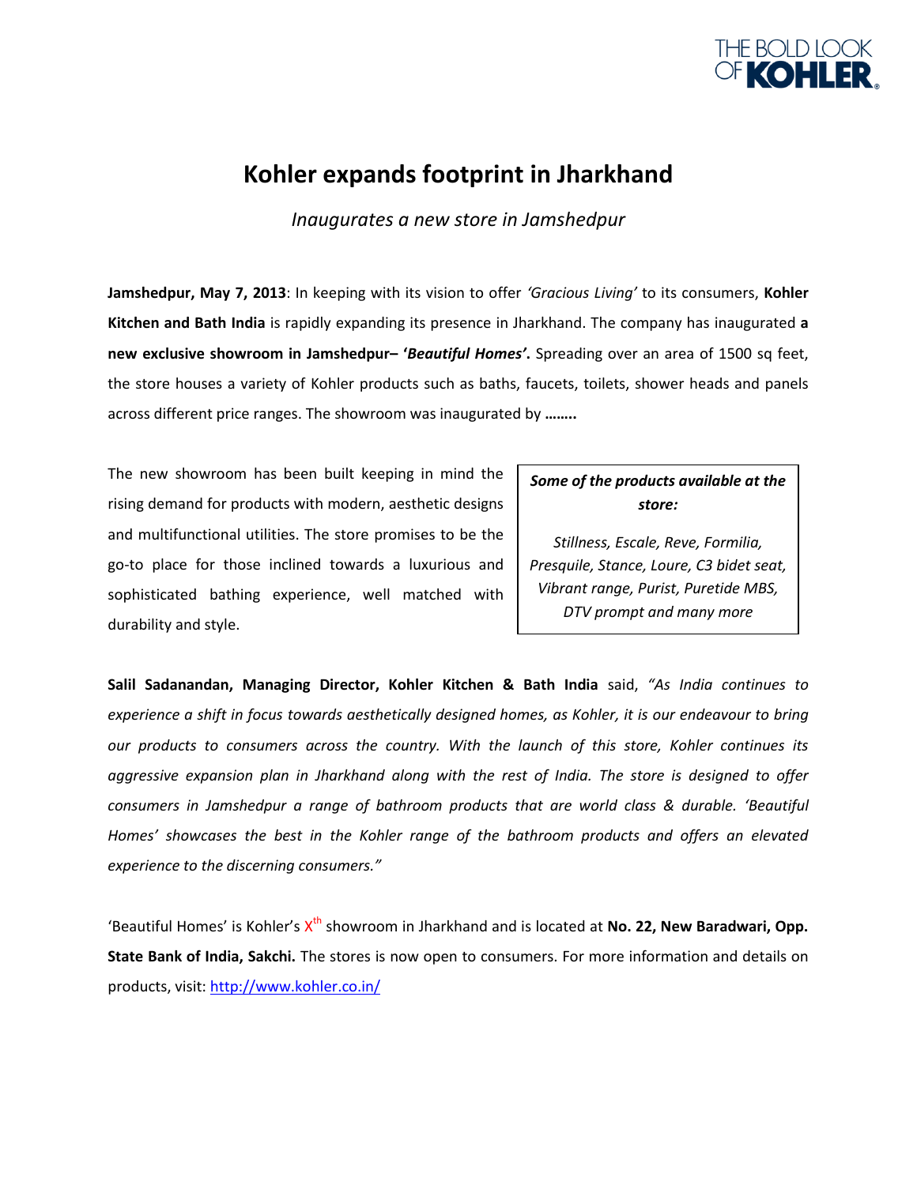# Kohler expands footprint in Jharkhand

*Inaugurates a new store in Jamshedpur*

**Jamshedpur, May 7, 2013**: In keeping with its vision to offer *'Gracious Living'* to its consumers, **Kohler Kitchen and Bath India** is rapidly expanding its presence in Jharkhand. The company has inaugurated **a new exclusive showroom in Jamshedpur– '*Beautiful Homes*'.** Spreading over an area of 1500 sq feet, the store houses a variety of Kohler products such as baths, faucets, toilets, shower heads and panels across different price ranges. The showroom was inaugurated by **……..**

The new showroom has been built keeping in mind the rising demand for products with modern, aesthetic designs and multifunctional utilities. The store promises to be the go-to place for those inclined towards a luxurious and sophisticated bathing experience, well matched with durability and style.

> ***Some of the products available at the store:***
>
> *Stillness, Escale, Reve, Formilia, Presquile, Stance, Loure, C3 bidet seat, Vibrant range, Purist, Puretide MBS, DTV prompt and many more*

**Salil Sadanandan, Managing Director, Kohler Kitchen & Bath India** said, *"As India continues to experience a shift in focus towards aesthetically designed homes, as Kohler, it is our endeavour to bring our products to consumers across the country. With the launch of this store, Kohler continues its aggressive expansion plan in Jharkhand along with the rest of India. The store is designed to offer consumers in Jamshedpur a range of bathroom products that are world class & durable. 'Beautiful Homes' showcases the best in the Kohler range of the bathroom products and offers an elevated experience to the discerning consumers."*

'Beautiful Homes' is Kohler's X$^{th}$ showroom in Jharkhand and is located at **No. 22, New Baradwari, Opp. State Bank of India, Sakchi.** The stores is now open to consumers. For more information and details on products, visit: http://www.kohler.co.in/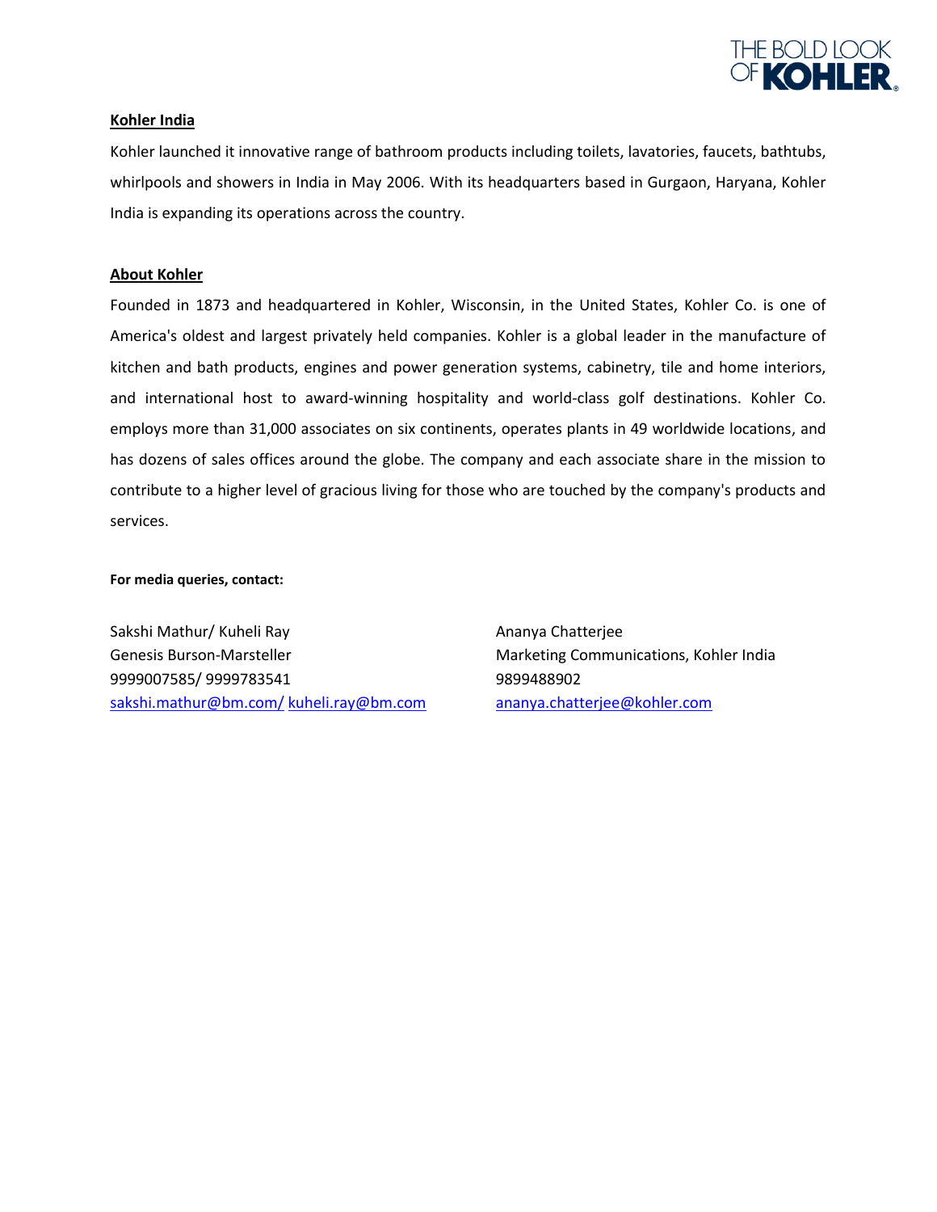THE BOLD LOOK OF **KOHLER**

## Kohler India

Kohler launched it innovative range of bathroom products including toilets, lavatories, faucets, bathtubs, whirlpools and showers in India in May 2006. With its headquarters based in Gurgaon, Haryana, Kohler India is expanding its operations across the country.

## About Kohler

Founded in 1873 and headquartered in Kohler, Wisconsin, in the United States, Kohler Co. is one of America's oldest and largest privately held companies. Kohler is a global leader in the manufacture of kitchen and bath products, engines and power generation systems, cabinetry, tile and home interiors, and international host to award-winning hospitality and world-class golf destinations. Kohler Co. employs more than 31,000 associates on six continents, operates plants in 49 worldwide locations, and has dozens of sales offices around the globe. The company and each associate share in the mission to contribute to a higher level of gracious living for those who are touched by the company's products and services.

**For media queries, contact:**

Sakshi Mathur/ Kuheli Ray
Genesis Burson-Marsteller
9999007585/ 9999783541
sakshi.mathur@bm.com/ kuheli.ray@bm.com

Ananya Chatterjee
Marketing Communications, Kohler India
9899488902
ananya.chatterjee@kohler.com